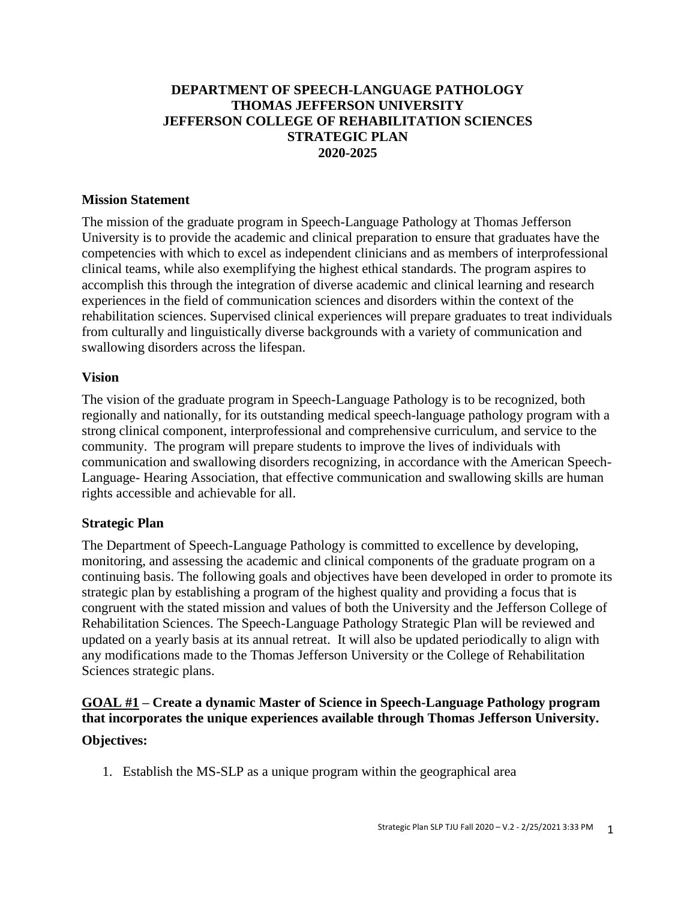# DEPARTMENT OF SPEECH-LANGUAGE PATHOLOGY
# THOMAS JEFFERSON UNIVERSITY
# JEFFERSON COLLEGE OF REHABILITATION SCIENCES
# STRATEGIC PLAN
# 2020-2025

## Mission Statement

The mission of the graduate program in Speech-Language Pathology at Thomas Jefferson University is to provide the academic and clinical preparation to ensure that graduates have the competencies with which to excel as independent clinicians and as members of interprofessional clinical teams, while also exemplifying the highest ethical standards. The program aspires to accomplish this through the integration of diverse academic and clinical learning and research experiences in the field of communication sciences and disorders within the context of the rehabilitation sciences. Supervised clinical experiences will prepare graduates to treat individuals from culturally and linguistically diverse backgrounds with a variety of communication and swallowing disorders across the lifespan.

## Vision

The vision of the graduate program in Speech-Language Pathology is to be recognized, both regionally and nationally, for its outstanding medical speech-language pathology program with a strong clinical component, interprofessional and comprehensive curriculum, and service to the community. The program will prepare students to improve the lives of individuals with communication and swallowing disorders recognizing, in accordance with the American Speech-Language- Hearing Association, that effective communication and swallowing skills are human rights accessible and achievable for all.

## Strategic Plan

The Department of Speech-Language Pathology is committed to excellence by developing, monitoring, and assessing the academic and clinical components of the graduate program on a continuing basis. The following goals and objectives have been developed in order to promote its strategic plan by establishing a program of the highest quality and providing a focus that is congruent with the stated mission and values of both the University and the Jefferson College of Rehabilitation Sciences. The Speech-Language Pathology Strategic Plan will be reviewed and updated on a yearly basis at its annual retreat. It will also be updated periodically to align with any modifications made to the Thomas Jefferson University or the College of Rehabilitation Sciences strategic plans.

## GOAL #1 – Create a dynamic Master of Science in Speech-Language Pathology program that incorporates the unique experiences available through Thomas Jefferson University.

### Objectives:

1. Establish the MS-SLP as a unique program within the geographical area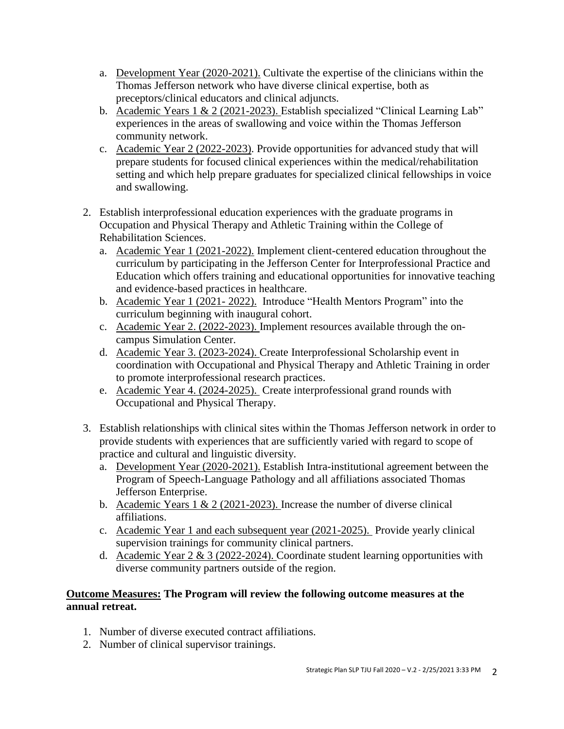a. Development Year (2020-2021). Cultivate the expertise of the clinicians within the Thomas Jefferson network who have diverse clinical expertise, both as preceptors/clinical educators and clinical adjuncts.
   b. Academic Years 1 & 2 (2021-2023). Establish specialized "Clinical Learning Lab" experiences in the areas of swallowing and voice within the Thomas Jefferson community network.
   c. Academic Year 2 (2022-2023). Provide opportunities for advanced study that will prepare students for focused clinical experiences within the medical/rehabilitation setting and which help prepare graduates for specialized clinical fellowships in voice and swallowing.

2. Establish interprofessional education experiences with the graduate programs in Occupation and Physical Therapy and Athletic Training within the College of Rehabilitation Sciences.
   a. Academic Year 1 (2021-2022). Implement client-centered education throughout the curriculum by participating in the Jefferson Center for Interprofessional Practice and Education which offers training and educational opportunities for innovative teaching and evidence-based practices in healthcare.
   b. Academic Year 1 (2021- 2022). Introduce "Health Mentors Program" into the curriculum beginning with inaugural cohort.
   c. Academic Year 2. (2022-2023). Implement resources available through the on-campus Simulation Center.
   d. Academic Year 3. (2023-2024). Create Interprofessional Scholarship event in coordination with Occupational and Physical Therapy and Athletic Training in order to promote interprofessional research practices.
   e. Academic Year 4. (2024-2025). Create interprofessional grand rounds with Occupational and Physical Therapy.

3. Establish relationships with clinical sites within the Thomas Jefferson network in order to provide students with experiences that are sufficiently varied with regard to scope of practice and cultural and linguistic diversity.
   a. Development Year (2020-2021). Establish Intra-institutional agreement between the Program of Speech-Language Pathology and all affiliations associated Thomas Jefferson Enterprise.
   b. Academic Years 1 & 2 (2021-2023). Increase the number of diverse clinical affiliations.
   c. Academic Year 1 and each subsequent year (2021-2025). Provide yearly clinical supervision trainings for community clinical partners.
   d. Academic Year 2 & 3 (2022-2024). Coordinate student learning opportunities with diverse community partners outside of the region.

**Outcome Measures: The Program will review the following outcome measures at the annual retreat.**

1. Number of diverse executed contract affiliations.
2. Number of clinical supervisor trainings.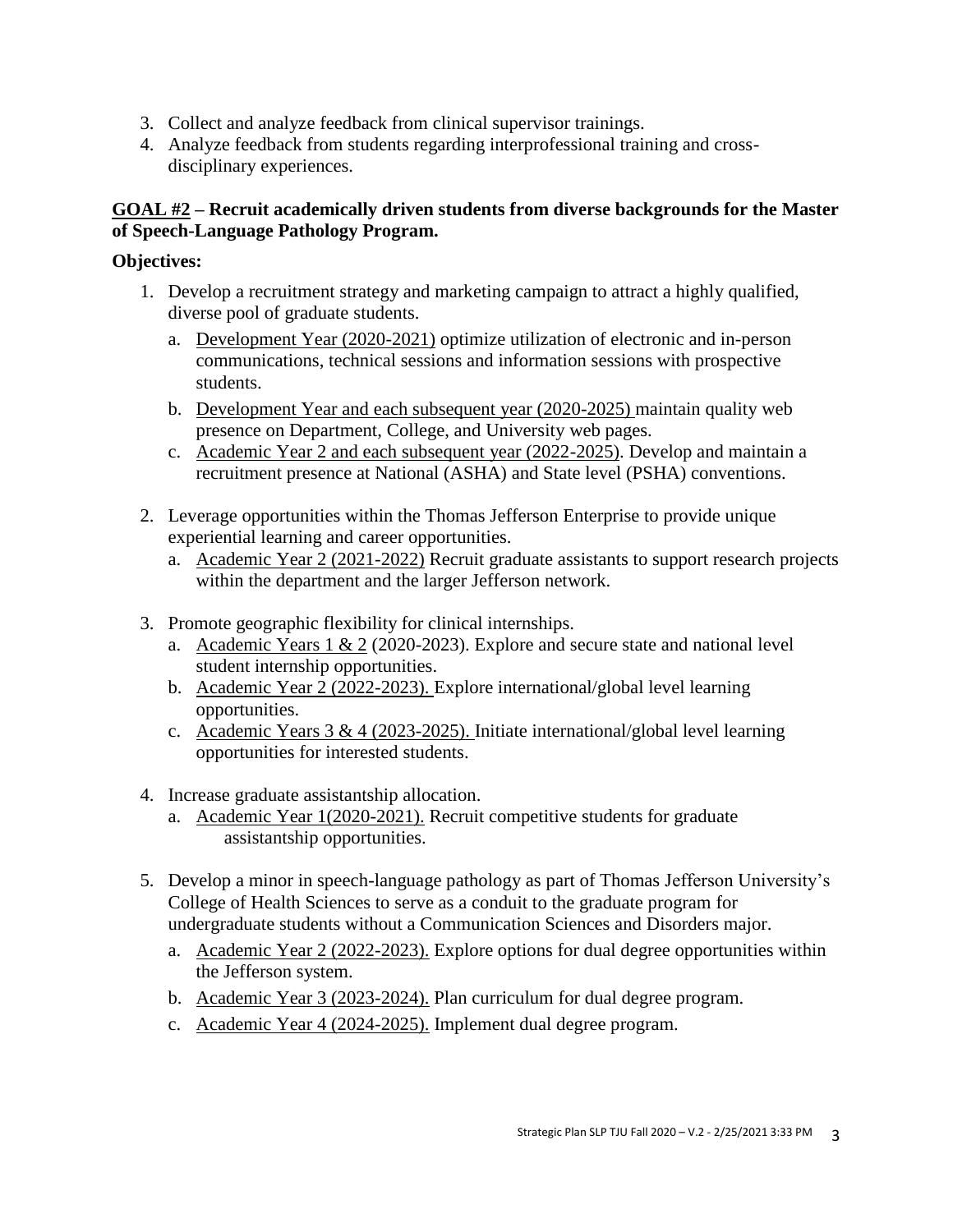3. Collect and analyze feedback from clinical supervisor trainings.
4. Analyze feedback from students regarding interprofessional training and cross-disciplinary experiences.

**GOAL #2 – Recruit academically driven students from diverse backgrounds for the Master of Speech-Language Pathology Program.**

**Objectives:**

1. Develop a recruitment strategy and marketing campaign to attract a highly qualified, diverse pool of graduate students.
   a. Development Year (2020-2021) optimize utilization of electronic and in-person communications, technical sessions and information sessions with prospective students.
   b. Development Year and each subsequent year (2020-2025) maintain quality web presence on Department, College, and University web pages.
   c. Academic Year 2 and each subsequent year (2022-2025). Develop and maintain a recruitment presence at National (ASHA) and State level (PSHA) conventions.

2. Leverage opportunities within the Thomas Jefferson Enterprise to provide unique experiential learning and career opportunities.
   a. Academic Year 2 (2021-2022) Recruit graduate assistants to support research projects within the department and the larger Jefferson network.

3. Promote geographic flexibility for clinical internships.
   a. Academic Years 1 & 2 (2020-2023). Explore and secure state and national level student internship opportunities.
   b. Academic Year 2 (2022-2023). Explore international/global level learning opportunities.
   c. Academic Years 3 & 4 (2023-2025). Initiate international/global level learning opportunities for interested students.

4. Increase graduate assistantship allocation.
   a. Academic Year 1(2020-2021). Recruit competitive students for graduate assistantship opportunities.

5. Develop a minor in speech-language pathology as part of Thomas Jefferson University's College of Health Sciences to serve as a conduit to the graduate program for undergraduate students without a Communication Sciences and Disorders major.
   a. Academic Year 2 (2022-2023). Explore options for dual degree opportunities within the Jefferson system.
   b. Academic Year 3 (2023-2024). Plan curriculum for dual degree program.
   c. Academic Year 4 (2024-2025). Implement dual degree program.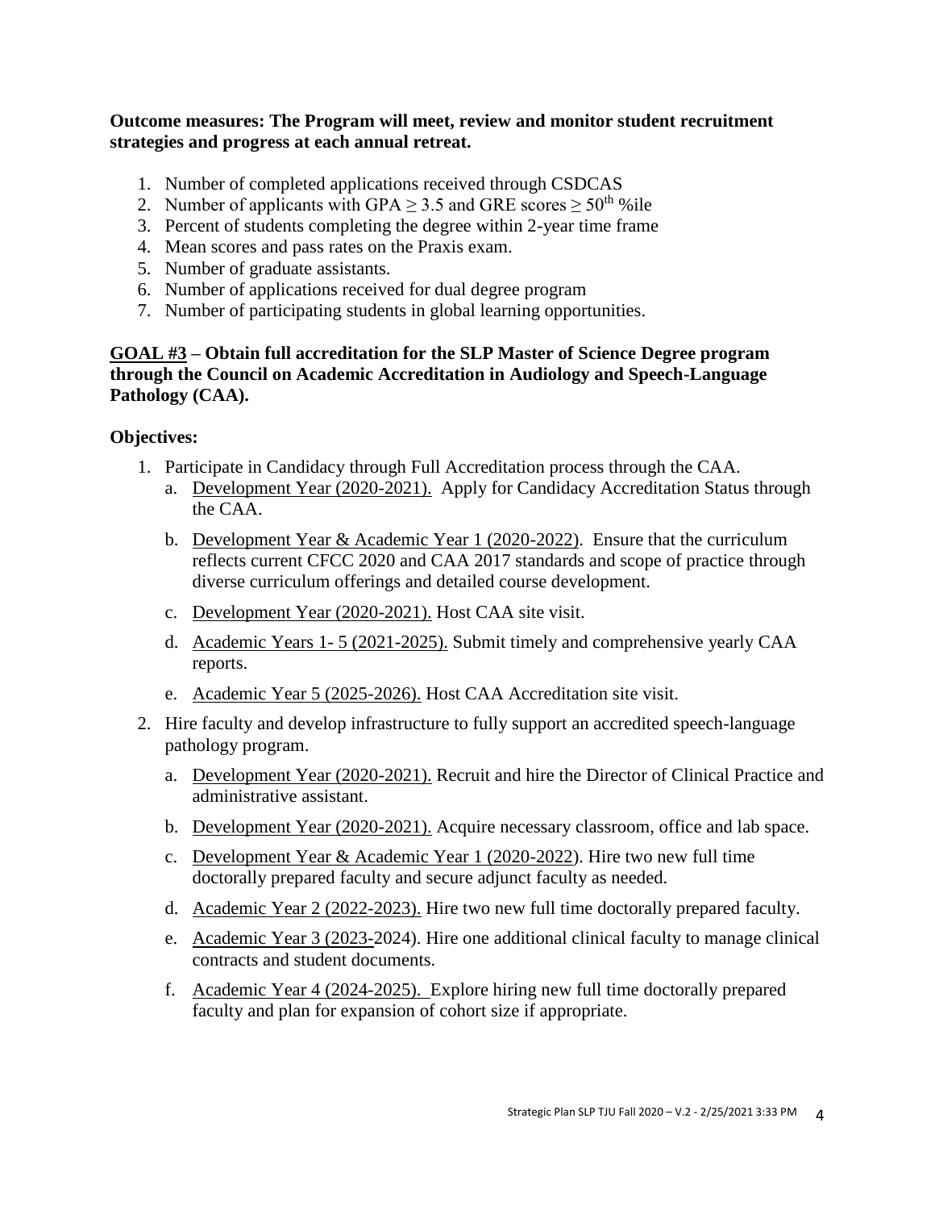**Outcome measures: The Program will meet, review and monitor student recruitment strategies and progress at each annual retreat.**

1. Number of completed applications received through CSDCAS
2. Number of applicants with GPA $\geq 3.5$ and GRE scores $\geq 50^{th}$ %ile
3. Percent of students completing the degree within 2-year time frame
4. Mean scores and pass rates on the Praxis exam.
5. Number of graduate assistants.
6. Number of applications received for dual degree program
7. Number of participating students in global learning opportunities.

**GOAL #3 – Obtain full accreditation for the SLP Master of Science Degree program through the Council on Academic Accreditation in Audiology and Speech-Language Pathology (CAA).**

**Objectives:**

1. Participate in Candidacy through Full Accreditation process through the CAA.
   a. Development Year (2020-2021). Apply for Candidacy Accreditation Status through the CAA.
   b. Development Year & Academic Year 1 (2020-2022). Ensure that the curriculum reflects current CFCC 2020 and CAA 2017 standards and scope of practice through diverse curriculum offerings and detailed course development.
   c. Development Year (2020-2021). Host CAA site visit.
   d. Academic Years 1- 5 (2021-2025). Submit timely and comprehensive yearly CAA reports.
   e. Academic Year 5 (2025-2026). Host CAA Accreditation site visit.
2. Hire faculty and develop infrastructure to fully support an accredited speech-language pathology program.
   a. Development Year (2020-2021). Recruit and hire the Director of Clinical Practice and administrative assistant.
   b. Development Year (2020-2021). Acquire necessary classroom, office and lab space.
   c. Development Year & Academic Year 1 (2020-2022). Hire two new full time doctorally prepared faculty and secure adjunct faculty as needed.
   d. Academic Year 2 (2022-2023). Hire two new full time doctorally prepared faculty.
   e. Academic Year 3 (2023-2024). Hire one additional clinical faculty to manage clinical contracts and student documents.
   f. Academic Year 4 (2024-2025). Explore hiring new full time doctorally prepared faculty and plan for expansion of cohort size if appropriate.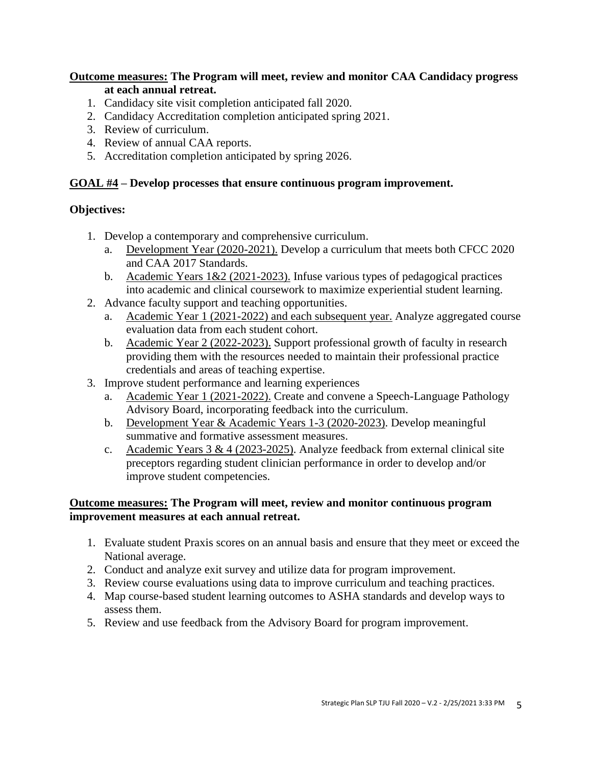**<u>Outcome measures:</u> The Program will meet, review and monitor CAA Candidacy progress at each annual retreat.**

1. Candidacy site visit completion anticipated fall 2020.
2. Candidacy Accreditation completion anticipated spring 2021.
3. Review of curriculum.
4. Review of annual CAA reports.
5. Accreditation completion anticipated by spring 2026.

**<u>GOAL #4</u> – Develop processes that ensure continuous program improvement.**

**Objectives:**

1. Develop a contemporary and comprehensive curriculum.
   a. <u>Development Year (2020-2021).</u> Develop a curriculum that meets both CFCC 2020 and CAA 2017 Standards.
   b. <u>Academic Years 1&2 (2021-2023).</u> Infuse various types of pedagogical practices into academic and clinical coursework to maximize experiential student learning.
2. Advance faculty support and teaching opportunities.
   a. <u>Academic Year 1 (2021-2022) and each subsequent year.</u> Analyze aggregated course evaluation data from each student cohort.
   b. <u>Academic Year 2 (2022-2023).</u> Support professional growth of faculty in research providing them with the resources needed to maintain their professional practice credentials and areas of teaching expertise.
3. Improve student performance and learning experiences
   a. <u>Academic Year 1 (2021-2022).</u> Create and convene a Speech-Language Pathology Advisory Board, incorporating feedback into the curriculum.
   b. <u>Development Year & Academic Years 1-3 (2020-2023)</u>. Develop meaningful summative and formative assessment measures.
   c. <u>Academic Years 3 & 4 (2023-2025)</u>. Analyze feedback from external clinical site preceptors regarding student clinician performance in order to develop and/or improve student competencies.

**<u>Outcome measures:</u> The Program will meet, review and monitor continuous program improvement measures at each annual retreat.**

1. Evaluate student Praxis scores on an annual basis and ensure that they meet or exceed the National average.
2. Conduct and analyze exit survey and utilize data for program improvement.
3. Review course evaluations using data to improve curriculum and teaching practices.
4. Map course-based student learning outcomes to ASHA standards and develop ways to assess them.
5. Review and use feedback from the Advisory Board for program improvement.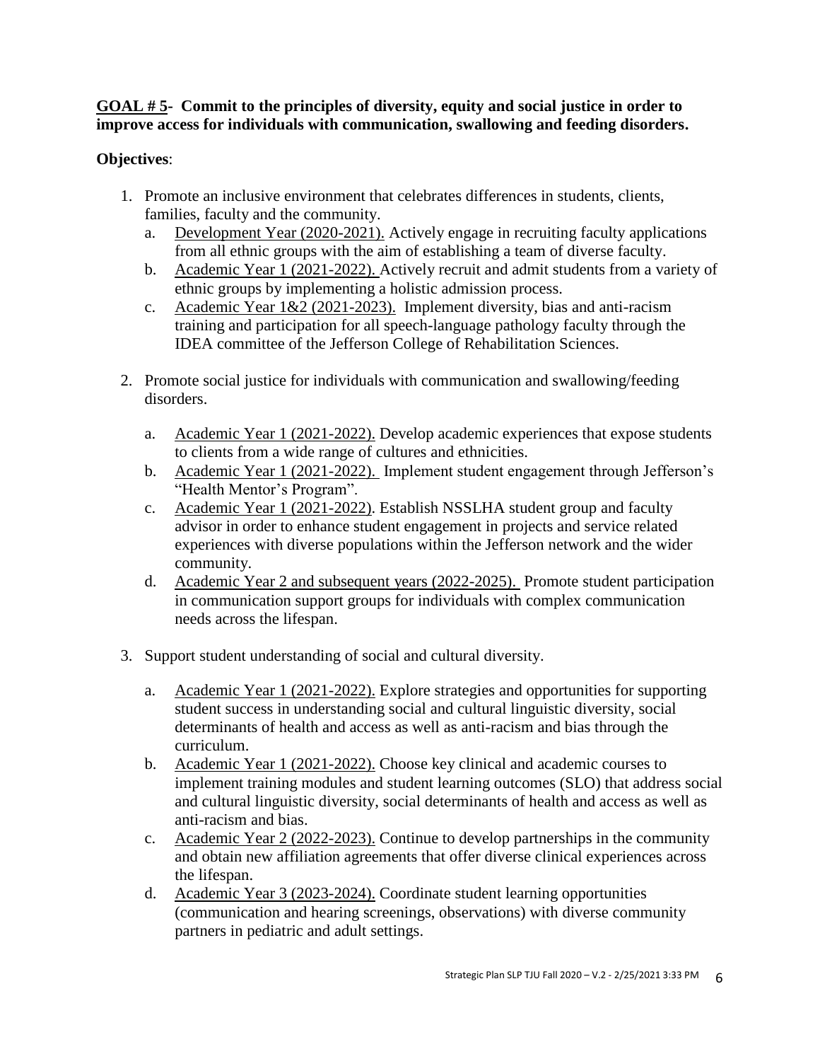**<u>GOAL # 5</u>- Commit to the principles of diversity, equity and social justice in order to improve access for individuals with communication, swallowing and feeding disorders.**

**Objectives**:

1. Promote an inclusive environment that celebrates differences in students, clients, families, faculty and the community.
   a. <u>Development Year (2020-2021).</u> Actively engage in recruiting faculty applications from all ethnic groups with the aim of establishing a team of diverse faculty.
   b. <u>Academic Year 1 (2021-2022).</u> Actively recruit and admit students from a variety of ethnic groups by implementing a holistic admission process.
   c. <u>Academic Year 1&2 (2021-2023).</u> Implement diversity, bias and anti-racism training and participation for all speech-language pathology faculty through the IDEA committee of the Jefferson College of Rehabilitation Sciences.

2. Promote social justice for individuals with communication and swallowing/feeding disorders.

   a. <u>Academic Year 1 (2021-2022).</u> Develop academic experiences that expose students to clients from a wide range of cultures and ethnicities.
   b. <u>Academic Year 1 (2021-2022).</u> Implement student engagement through Jefferson's "Health Mentor's Program".
   c. <u>Academic Year 1 (2021-2022)</u>. Establish NSSLHA student group and faculty advisor in order to enhance student engagement in projects and service related experiences with diverse populations within the Jefferson network and the wider community.
   d. <u>Academic Year 2 and subsequent years (2022-2025).</u> Promote student participation in communication support groups for individuals with complex communication needs across the lifespan.

3. Support student understanding of social and cultural diversity.

   a. <u>Academic Year 1 (2021-2022).</u> Explore strategies and opportunities for supporting student success in understanding social and cultural linguistic diversity, social determinants of health and access as well as anti-racism and bias through the curriculum.
   b. <u>Academic Year 1 (2021-2022).</u> Choose key clinical and academic courses to implement training modules and student learning outcomes (SLO) that address social and cultural linguistic diversity, social determinants of health and access as well as anti-racism and bias.
   c. <u>Academic Year 2 (2022-2023).</u> Continue to develop partnerships in the community and obtain new affiliation agreements that offer diverse clinical experiences across the lifespan.
   d. <u>Academic Year 3 (2023-2024).</u> Coordinate student learning opportunities (communication and hearing screenings, observations) with diverse community partners in pediatric and adult settings.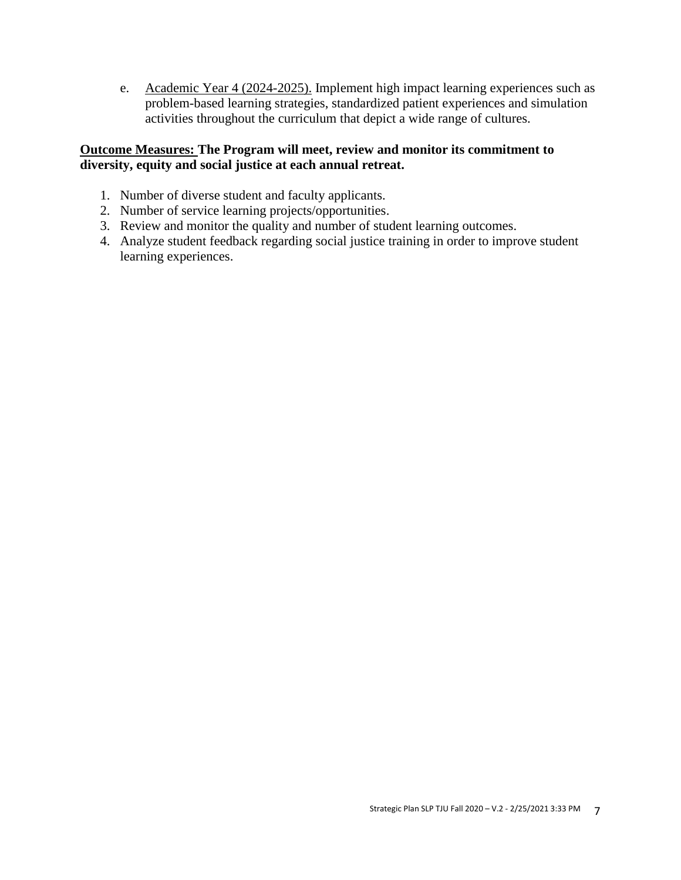e. <u>Academic Year 4 (2024-2025).</u> Implement high impact learning experiences such as problem-based learning strategies, standardized patient experiences and simulation activities throughout the curriculum that depict a wide range of cultures.

**<u>Outcome Measures:</u> The Program will meet, review and monitor its commitment to diversity, equity and social justice at each annual retreat.**

1. Number of diverse student and faculty applicants.
2. Number of service learning projects/opportunities.
3. Review and monitor the quality and number of student learning outcomes.
4. Analyze student feedback regarding social justice training in order to improve student learning experiences.